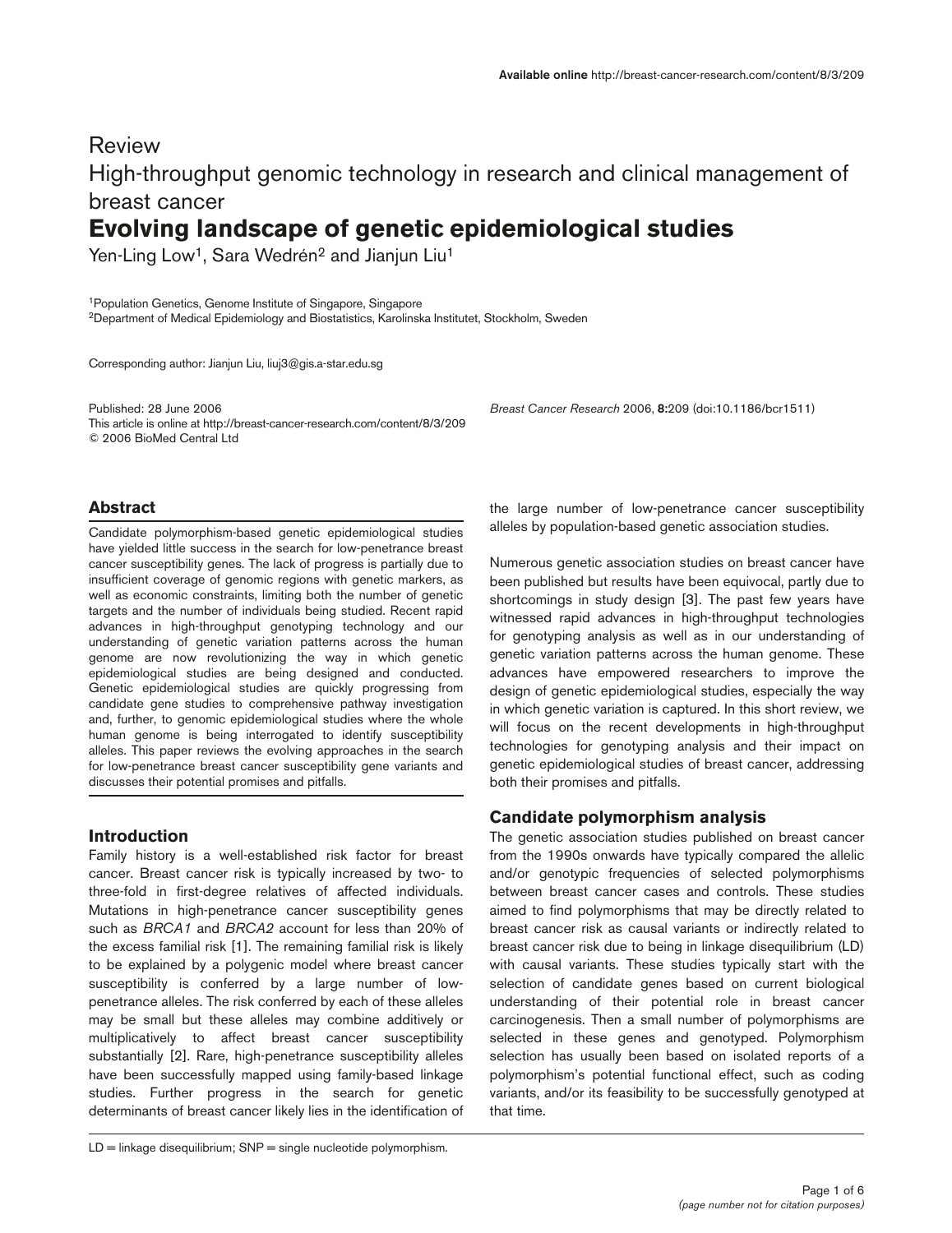Review

# High-throughput genomic technology in research and clinical management of breast cancer

## Evolving landscape of genetic epidemiological studies

Yen-Ling Low[1], Sara Wedrén[2] and Jianjun Liu[1]

[1]Population Genetics, Genome Institute of Singapore, Singapore
[2]Department of Medical Epidemiology and Biostatistics, Karolinska Institutet, Stockholm, Sweden

Corresponding author: Jianjun Liu, liuj3@gis.a-star.edu.sg

Published: 28 June 2006
This article is online at http://breast-cancer-research.com/content/8/3/209
© 2006 BioMed Central Ltd

*Breast Cancer Research* 2006, **8:**209 (doi:10.1186/bcr1511)

## Abstract

Candidate polymorphism-based genetic epidemiological studies have yielded little success in the search for low-penetrance breast cancer susceptibility genes. The lack of progress is partially due to insufficient coverage of genomic regions with genetic markers, as well as economic constraints, limiting both the number of genetic targets and the number of individuals being studied. Recent rapid advances in high-throughput genotyping technology and our understanding of genetic variation patterns across the human genome are now revolutionizing the way in which genetic epidemiological studies are being designed and conducted. Genetic epidemiological studies are quickly progressing from candidate gene studies to comprehensive pathway investigation and, further, to genomic epidemiological studies where the whole human genome is being interrogated to identify susceptibility alleles. This paper reviews the evolving approaches in the search for low-penetrance breast cancer susceptibility gene variants and discusses their potential promises and pitfalls.

## Introduction

Family history is a well-established risk factor for breast cancer. Breast cancer risk is typically increased by two- to three-fold in first-degree relatives of affected individuals. Mutations in high-penetrance cancer susceptibility genes such as *BRCA1* and *BRCA2* account for less than 20% of the excess familial risk [1]. The remaining familial risk is likely to be explained by a polygenic model where breast cancer susceptibility is conferred by a large number of low-penetrance alleles. The risk conferred by each of these alleles may be small but these alleles may combine additively or multiplicatively to affect breast cancer susceptibility substantially [2]. Rare, high-penetrance susceptibility alleles have been successfully mapped using family-based linkage studies. Further progress in the search for genetic determinants of breast cancer likely lies in the identification of the large number of low-penetrance cancer susceptibility alleles by population-based genetic association studies.

Numerous genetic association studies on breast cancer have been published but results have been equivocal, partly due to shortcomings in study design [3]. The past few years have witnessed rapid advances in high-throughput technologies for genotyping analysis as well as in our understanding of genetic variation patterns across the human genome. These advances have empowered researchers to improve the design of genetic epidemiological studies, especially the way in which genetic variation is captured. In this short review, we will focus on the recent developments in high-throughput technologies for genotyping analysis and their impact on genetic epidemiological studies of breast cancer, addressing both their promises and pitfalls.

## Candidate polymorphism analysis

The genetic association studies published on breast cancer from the 1990s onwards have typically compared the allelic and/or genotypic frequencies of selected polymorphisms between breast cancer cases and controls. These studies aimed to find polymorphisms that may be directly related to breast cancer risk as causal variants or indirectly related to breast cancer risk due to being in linkage disequilibrium (LD) with causal variants. These studies typically start with the selection of candidate genes based on current biological understanding of their potential role in breast cancer carcinogenesis. Then a small number of polymorphisms are selected in these genes and genotyped. Polymorphism selection has usually been based on isolated reports of a polymorphism's potential functional effect, such as coding variants, and/or its feasibility to be successfully genotyped at that time.

LD = linkage disequilibrium; SNP = single nucleotide polymorphism.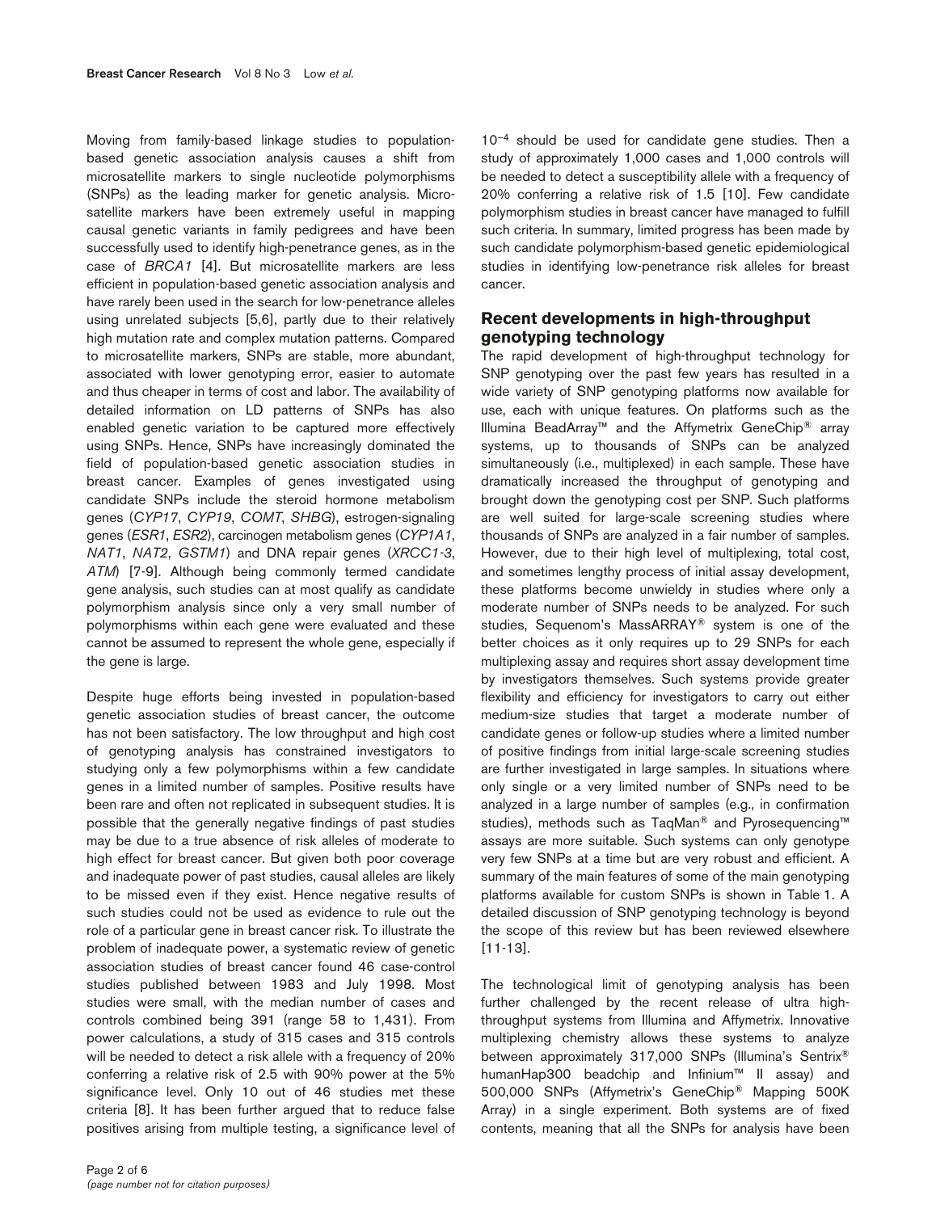Moving from family-based linkage studies to population-based genetic association analysis causes a shift from microsatellite markers to single nucleotide polymorphisms (SNPs) as the leading marker for genetic analysis. Microsatellite markers have been extremely useful in mapping causal genetic variants in family pedigrees and have been successfully used to identify high-penetrance genes, as in the case of *BRCA1* [4]. But microsatellite markers are less efficient in population-based genetic association analysis and have rarely been used in the search for low-penetrance alleles using unrelated subjects [5,6], partly due to their relatively high mutation rate and complex mutation patterns. Compared to microsatellite markers, SNPs are stable, more abundant, associated with lower genotyping error, easier to automate and thus cheaper in terms of cost and labor. The availability of detailed information on LD patterns of SNPs has also enabled genetic variation to be captured more effectively using SNPs. Hence, SNPs have increasingly dominated the field of population-based genetic association studies in breast cancer. Examples of genes investigated using candidate SNPs include the steroid hormone metabolism genes (*CYP17*, *CYP19*, *COMT*, *SHBG*), estrogen-signaling genes (*ESR1*, *ESR2*), carcinogen metabolism genes (*CYP1A1*, *NAT1*, *NAT2*, *GSTM1*) and DNA repair genes (*XRCC1-3*, *ATM*) [7-9]. Although being commonly termed candidate gene analysis, such studies can at most qualify as candidate polymorphism analysis since only a very small number of polymorphisms within each gene were evaluated and these cannot be assumed to represent the whole gene, especially if the gene is large.

Despite huge efforts being invested in population-based genetic association studies of breast cancer, the outcome has not been satisfactory. The low throughput and high cost of genotyping analysis has constrained investigators to studying only a few polymorphisms within a few candidate genes in a limited number of samples. Positive results have been rare and often not replicated in subsequent studies. It is possible that the generally negative findings of past studies may be due to a true absence of risk alleles of moderate to high effect for breast cancer. But given both poor coverage and inadequate power of past studies, causal alleles are likely to be missed even if they exist. Hence negative results of such studies could not be used as evidence to rule out the role of a particular gene in breast cancer risk. To illustrate the problem of inadequate power, a systematic review of genetic association studies of breast cancer found 46 case-control studies published between 1983 and July 1998. Most studies were small, with the median number of cases and controls combined being 391 (range 58 to 1,431). From power calculations, a study of 315 cases and 315 controls will be needed to detect a risk allele with a frequency of 20% conferring a relative risk of 2.5 with 90% power at the 5% significance level. Only 10 out of 46 studies met these criteria [8]. It has been further argued that to reduce false positives arising from multiple testing, a significance level of $10^{-4}$ should be used for candidate gene studies. Then a study of approximately 1,000 cases and 1,000 controls will be needed to detect a susceptibility allele with a frequency of 20% conferring a relative risk of 1.5 [10]. Few candidate polymorphism studies in breast cancer have managed to fulfill such criteria. In summary, limited progress has been made by such candidate polymorphism-based genetic epidemiological studies in identifying low-penetrance risk alleles for breast cancer.

## Recent developments in high-throughput genotyping technology

The rapid development of high-throughput technology for SNP genotyping over the past few years has resulted in a wide variety of SNP genotyping platforms now available for use, each with unique features. On platforms such as the Illumina BeadArray™ and the Affymetrix GeneChip® array systems, up to thousands of SNPs can be analyzed simultaneously (i.e., multiplexed) in each sample. These have dramatically increased the throughput of genotyping and brought down the genotyping cost per SNP. Such platforms are well suited for large-scale screening studies where thousands of SNPs are analyzed in a fair number of samples. However, due to their high level of multiplexing, total cost, and sometimes lengthy process of initial assay development, these platforms become unwieldy in studies where only a moderate number of SNPs needs to be analyzed. For such studies, Sequenom's MassARRAY® system is one of the better choices as it only requires up to 29 SNPs for each multiplexing assay and requires short assay development time by investigators themselves. Such systems provide greater flexibility and efficiency for investigators to carry out either medium-size studies that target a moderate number of candidate genes or follow-up studies where a limited number of positive findings from initial large-scale screening studies are further investigated in large samples. In situations where only single or a very limited number of SNPs need to be analyzed in a large number of samples (e.g., in confirmation studies), methods such as TaqMan® and Pyrosequencing™ assays are more suitable. Such systems can only genotype very few SNPs at a time but are very robust and efficient. A summary of the main features of some of the main genotyping platforms available for custom SNPs is shown in Table 1. A detailed discussion of SNP genotyping technology is beyond the scope of this review but has been reviewed elsewhere [11-13].

The technological limit of genotyping analysis has been further challenged by the recent release of ultra high-throughput systems from Illumina and Affymetrix. Innovative multiplexing chemistry allows these systems to analyze between approximately 317,000 SNPs (Illumina's Sentrix® humanHap300 beadchip and Infinium™ II assay) and 500,000 SNPs (Affymetrix's GeneChip® Mapping 500K Array) in a single experiment. Both systems are of fixed contents, meaning that all the SNPs for analysis have been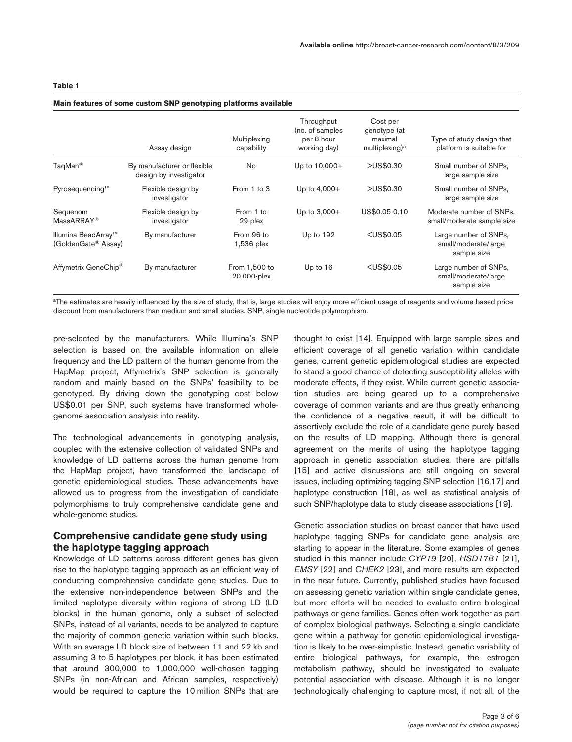**Table 1**

**Main features of some custom SNP genotyping platforms available**

| | Assay design | Multiplexing capability | Throughput (no. of samples per 8 hour working day) | Cost per genotype (at maximal multiplexing)[a] | Type of study design that platform is suitable for |
|---|---|---|---|---|---|
| TaqMan® | By manufacturer or flexible design by investigator | No | Up to 10,000+ | >US$0.30 | Small number of SNPs, large sample size |
| Pyrosequencing™ | Flexible design by investigator | From 1 to 3 | Up to 4,000+ | >US$0.30 | Small number of SNPs, large sample size |
| Sequenom MassARRAY® | Flexible design by investigator | From 1 to 29-plex | Up to 3,000+ | US$0.05-0.10 | Moderate number of SNPs, small/moderate sample size |
| Illumina BeadArray™ (GoldenGate® Assay) | By manufacturer | From 96 to 1,536-plex | Up to 192 | <US$0.05 | Large number of SNPs, small/moderate/large sample size |
| Affymetrix GeneChip® | By manufacturer | From 1,500 to 20,000-plex | Up to 16 | <US$0.05 | Large number of SNPs, small/moderate/large sample size |

[a]The estimates are heavily influenced by the size of study, that is, large studies will enjoy more efficient usage of reagents and volume-based price discount from manufacturers than medium and small studies. SNP, single nucleotide polymorphism.

pre-selected by the manufacturers. While Illumina's SNP selection is based on the available information on allele frequency and the LD pattern of the human genome from the HapMap project, Affymetrix's SNP selection is generally random and mainly based on the SNPs' feasibility to be genotyped. By driving down the genotyping cost below US$0.01 per SNP, such systems have transformed whole-genome association analysis into reality.

The technological advancements in genotyping analysis, coupled with the extensive collection of validated SNPs and knowledge of LD patterns across the human genome from the HapMap project, have transformed the landscape of genetic epidemiological studies. These advancements have allowed us to progress from the investigation of candidate polymorphisms to truly comprehensive candidate gene and whole-genome studies.

## Comprehensive candidate gene study using the haplotype tagging approach

Knowledge of LD patterns across different genes has given rise to the haplotype tagging approach as an efficient way of conducting comprehensive candidate gene studies. Due to the extensive non-independence between SNPs and the limited haplotype diversity within regions of strong LD (LD blocks) in the human genome, only a subset of selected SNPs, instead of all variants, needs to be analyzed to capture the majority of common genetic variation within such blocks. With an average LD block size of between 11 and 22 kb and assuming 3 to 5 haplotypes per block, it has been estimated that around 300,000 to 1,000,000 well-chosen tagging SNPs (in non-African and African samples, respectively) would be required to capture the 10 million SNPs that are thought to exist [14]. Equipped with large sample sizes and efficient coverage of all genetic variation within candidate genes, current genetic epidemiological studies are expected to stand a good chance of detecting susceptibility alleles with moderate effects, if they exist. While current genetic association studies are being geared up to a comprehensive coverage of common variants and are thus greatly enhancing the confidence of a negative result, it will be difficult to assertively exclude the role of a candidate gene purely based on the results of LD mapping. Although there is general agreement on the merits of using the haplotype tagging approach in genetic association studies, there are pitfalls [15] and active discussions are still ongoing on several issues, including optimizing tagging SNP selection [16,17] and haplotype construction [18], as well as statistical analysis of such SNP/haplotype data to study disease associations [19].

Genetic association studies on breast cancer that have used haplotype tagging SNPs for candidate gene analysis are starting to appear in the literature. Some examples of genes studied in this manner include *CYP19* [20], *HSD17B1* [21], *EMSY* [22] and *CHEK2* [23], and more results are expected in the near future. Currently, published studies have focused on assessing genetic variation within single candidate genes, but more efforts will be needed to evaluate entire biological pathways or gene families. Genes often work together as part of complex biological pathways. Selecting a single candidate gene within a pathway for genetic epidemiological investigation is likely to be over-simplistic. Instead, genetic variability of entire biological pathways, for example, the estrogen metabolism pathway, should be investigated to evaluate potential association with disease. Although it is no longer technologically challenging to capture most, if not all, of the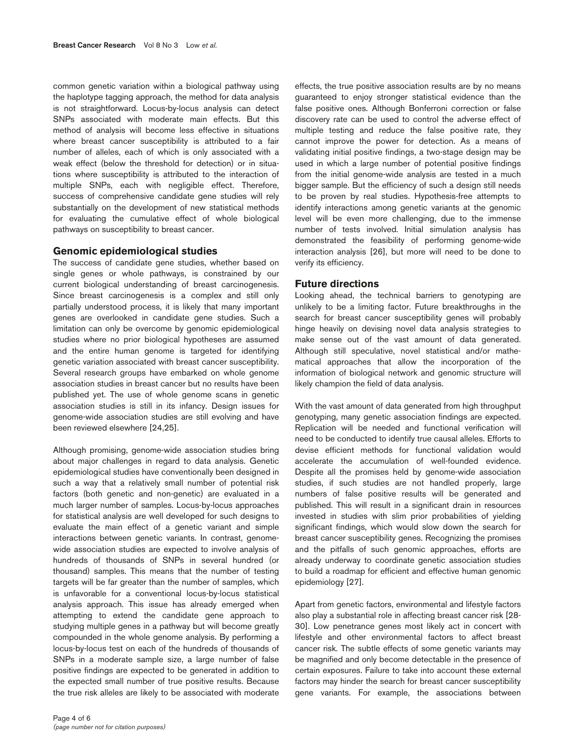common genetic variation within a biological pathway using the haplotype tagging approach, the method for data analysis is not straightforward. Locus-by-locus analysis can detect SNPs associated with moderate main effects. But this method of analysis will become less effective in situations where breast cancer susceptibility is attributed to a fair number of alleles, each of which is only associated with a weak effect (below the threshold for detection) or in situations where susceptibility is attributed to the interaction of multiple SNPs, each with negligible effect. Therefore, success of comprehensive candidate gene studies will rely substantially on the development of new statistical methods for evaluating the cumulative effect of whole biological pathways on susceptibility to breast cancer.

## Genomic epidemiological studies

The success of candidate gene studies, whether based on single genes or whole pathways, is constrained by our current biological understanding of breast carcinogenesis. Since breast carcinogenesis is a complex and still only partially understood process, it is likely that many important genes are overlooked in candidate gene studies. Such a limitation can only be overcome by genomic epidemiological studies where no prior biological hypotheses are assumed and the entire human genome is targeted for identifying genetic variation associated with breast cancer susceptibility. Several research groups have embarked on whole genome association studies in breast cancer but no results have been published yet. The use of whole genome scans in genetic association studies is still in its infancy. Design issues for genome-wide association studies are still evolving and have been reviewed elsewhere [24,25].

Although promising, genome-wide association studies bring about major challenges in regard to data analysis. Genetic epidemiological studies have conventionally been designed in such a way that a relatively small number of potential risk factors (both genetic and non-genetic) are evaluated in a much larger number of samples. Locus-by-locus approaches for statistical analysis are well developed for such designs to evaluate the main effect of a genetic variant and simple interactions between genetic variants. In contrast, genome-wide association studies are expected to involve analysis of hundreds of thousands of SNPs in several hundred (or thousand) samples. This means that the number of testing targets will be far greater than the number of samples, which is unfavorable for a conventional locus-by-locus statistical analysis approach. This issue has already emerged when attempting to extend the candidate gene approach to studying multiple genes in a pathway but will become greatly compounded in the whole genome analysis. By performing a locus-by-locus test on each of the hundreds of thousands of SNPs in a moderate sample size, a large number of false positive findings are expected to be generated in addition to the expected small number of true positive results. Because the true risk alleles are likely to be associated with moderate effects, the true positive association results are by no means guaranteed to enjoy stronger statistical evidence than the false positive ones. Although Bonferroni correction or false discovery rate can be used to control the adverse effect of multiple testing and reduce the false positive rate, they cannot improve the power for detection. As a means of validating initial positive findings, a two-stage design may be used in which a large number of potential positive findings from the initial genome-wide analysis are tested in a much bigger sample. But the efficiency of such a design still needs to be proven by real studies. Hypothesis-free attempts to identify interactions among genetic variants at the genomic level will be even more challenging, due to the immense number of tests involved. Initial simulation analysis has demonstrated the feasibility of performing genome-wide interaction analysis [26], but more will need to be done to verify its efficiency.

## Future directions

Looking ahead, the technical barriers to genotyping are unlikely to be a limiting factor. Future breakthroughs in the search for breast cancer susceptibility genes will probably hinge heavily on devising novel data analysis strategies to make sense out of the vast amount of data generated. Although still speculative, novel statistical and/or mathematical approaches that allow the incorporation of the information of biological network and genomic structure will likely champion the field of data analysis.

With the vast amount of data generated from high throughput genotyping, many genetic association findings are expected. Replication will be needed and functional verification will need to be conducted to identify true causal alleles. Efforts to devise efficient methods for functional validation would accelerate the accumulation of well-founded evidence. Despite all the promises held by genome-wide association studies, if such studies are not handled properly, large numbers of false positive results will be generated and published. This will result in a significant drain in resources invested in studies with slim prior probabilities of yielding significant findings, which would slow down the search for breast cancer susceptibility genes. Recognizing the promises and the pitfalls of such genomic approaches, efforts are already underway to coordinate genetic association studies to build a roadmap for efficient and effective human genomic epidemiology [27].

Apart from genetic factors, environmental and lifestyle factors also play a substantial role in affecting breast cancer risk [28-30]. Low penetrance genes most likely act in concert with lifestyle and other environmental factors to affect breast cancer risk. The subtle effects of some genetic variants may be magnified and only become detectable in the presence of certain exposures. Failure to take into account these external factors may hinder the search for breast cancer susceptibility gene variants. For example, the associations between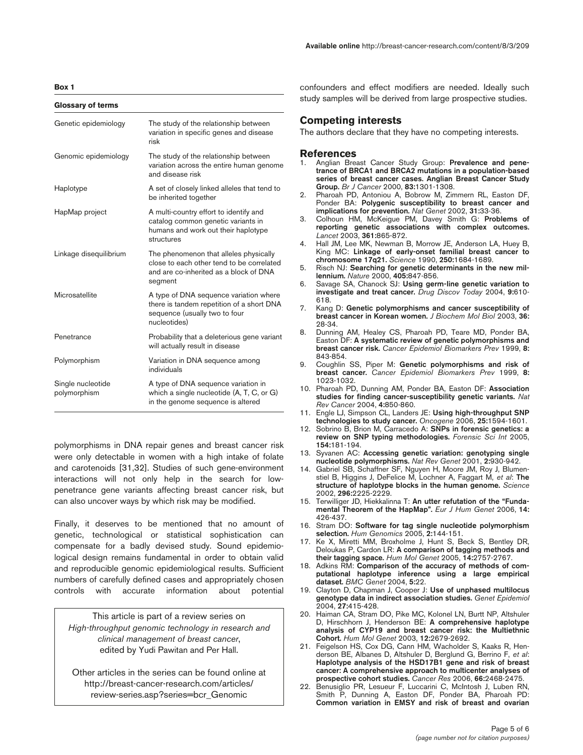**Box 1**

**Glossary of terms**

| Term | Definition |
| --- | --- |
| Genetic epidemiology | The study of the relationship between variation in specific genes and disease risk |
| Genomic epidemiology | The study of the relationship between variation across the entire human genome and disease risk |
| Haplotype | A set of closely linked alleles that tend to be inherited together |
| HapMap project | A multi-country effort to identify and catalog common genetic variants in humans and work out their haplotype structures |
| Linkage disequilibrium | The phenomenon that alleles physically close to each other tend to be correlated and are co-inherited as a block of DNA segment |
| Microsatellite | A type of DNA sequence variation where there is tandem repetition of a short DNA sequence (usually two to four nucleotides) |
| Penetrance | Probability that a deleterious gene variant will actually result in disease |
| Polymorphism | Variation in DNA sequence among individuals |
| Single nucleotide polymorphism | A type of DNA sequence variation in which a single nucleotide (A, T, C, or G) in the genome sequence is altered |

polymorphisms in DNA repair genes and breast cancer risk were only detectable in women with a high intake of folate and carotenoids [31,32]. Studies of such gene-environment interactions will not only help in the search for low-penetrance gene variants affecting breast cancer risk, but can also uncover ways by which risk may be modified.

Finally, it deserves to be mentioned that no amount of genetic, technological or statistical sophistication can compensate for a badly devised study. Sound epidemiological design remains fundamental in order to obtain valid and reproducible genomic epidemiological results. Sufficient numbers of carefully defined cases and appropriately chosen controls with accurate information about potential confounders and effect modifiers are needed. Ideally such study samples will be derived from large prospective studies.

This article is part of a review series on *High-throughput genomic technology in research and clinical management of breast cancer*, edited by Yudi Pawitan and Per Hall.

Other articles in the series can be found online at http://breast-cancer-research.com/articles/review-series.asp?series=bcr_Genomic

## Competing interests

The authors declare that they have no competing interests.

## References

1. Anglian Breast Cancer Study Group: **Prevalence and penetrance of BRCA1 and BRCA2 mutations in a population-based series of breast cancer cases. Anglian Breast Cancer Study Group.** *Br J Cancer* 2000, **83:**1301-1308.
2. Pharoah PD, Antoniou A, Bobrow M, Zimmern RL, Easton DF, Ponder BA: **Polygenic susceptibility to breast cancer and implications for prevention.** *Nat Genet* 2002, **31:**33-36.
3. Colhoun HM, McKeigue PM, Davey Smith G: **Problems of reporting genetic associations with complex outcomes.** *Lancet* 2003, **361:**865-872.
4. Hall JM, Lee MK, Newman B, Morrow JE, Anderson LA, Huey B, King MC: **Linkage of early-onset familial breast cancer to chromosome 17q21.** *Science* 1990, **250:**1684-1689.
5. Risch NJ: **Searching for genetic determinants in the new millennium.** *Nature* 2000, **405:**847-856.
6. Savage SA, Chanock SJ: **Using germ-line genetic variation to investigate and treat cancer.** *Drug Discov Today* 2004, **9:**610-618.
7. Kang D: **Genetic polymorphisms and cancer susceptibility of breast cancer in Korean women.** *J Biochem Mol Biol* 2003, **36:** 28-34.
8. Dunning AM, Healey CS, Pharoah PD, Teare MD, Ponder BA, Easton DF: **A systematic review of genetic polymorphisms and breast cancer risk.** *Cancer Epidemiol Biomarkers Prev* 1999, **8:** 843-854.
9. Coughlin SS, Piper M: **Genetic polymorphisms and risk of breast cancer.** *Cancer Epidemiol Biomarkers Prev* 1999, **8:** 1023-1032.
10. Pharoah PD, Dunning AM, Ponder BA, Easton DF: **Association studies for finding cancer-susceptibility genetic variants.** *Nat Rev Cancer* 2004, **4:**850-860.
11. Engle LJ, Simpson CL, Landers JE: **Using high-throughput SNP technologies to study cancer.** *Oncogene* 2006, **25:**1594-1601.
12. Sobrino B, Brion M, Carracedo A: **SNPs in forensic genetics: a review on SNP typing methodologies.** *Forensic Sci Int* 2005, **154:**181-194.
13. Syvanen AC: **Accessing genetic variation: genotyping single nucleotide polymorphisms.** *Nat Rev Genet* 2001, **2:**930-942.
14. Gabriel SB, Schaffner SF, Nguyen H, Moore JM, Roy J, Blumenstiel B, Higgins J, DeFelice M, Lochner A, Faggart M, *et al*: **The structure of haplotype blocks in the human genome.** *Science* 2002, **296:**2225-2229.
15. Terwilliger JD, Hiekkalinna T: **An utter refutation of the "Fundamental Theorem of the HapMap".** *Eur J Hum Genet* 2006, **14:** 426-437.
16. Stram DO: **Software for tag single nucleotide polymorphism selection.** *Hum Genomics* 2005, **2:**144-151.
17. Ke X, Miretti MM, Broxholme J, Hunt S, Beck S, Bentley DR, Deloukas P, Cardon LR: **A comparison of tagging methods and their tagging space.** *Hum Mol Genet* 2005, **14:**2757-2767.
18. Adkins RM: **Comparison of the accuracy of methods of computational haplotype inference using a large empirical dataset.** *BMC Genet* 2004, **5:**22.
19. Clayton D, Chapman J, Cooper J: **Use of unphased multilocus genotype data in indirect association studies.** *Genet Epidemiol* 2004, **27:**415-428.
20. Haiman CA, Stram DO, Pike MC, Kolonel LN, Burtt NP, Altshuler D, Hirschhorn J, Henderson BE: **A comprehensive haplotype analysis of CYP19 and breast cancer risk: the Multiethnic Cohort.** *Hum Mol Genet* 2003, **12:**2679-2692.
21. Feigelson HS, Cox DG, Cann HM, Wacholder S, Kaaks R, Henderson BE, Albanes D, Altshuler D, Berglund G, Berrino F, *et al*: **Haplotype analysis of the HSD17B1 gene and risk of breast cancer: A comprehensive approach to multicenter analyses of prospective cohort studies.** *Cancer Res* 2006, **66:**2468-2475.
22. Benusiglio PR, Lesueur F, Luccarini C, McIntosh J, Luben RN, Smith P, Dunning A, Easton DF, Ponder BA, Pharoah PD: **Common variation in EMSY and risk of breast and ovarian**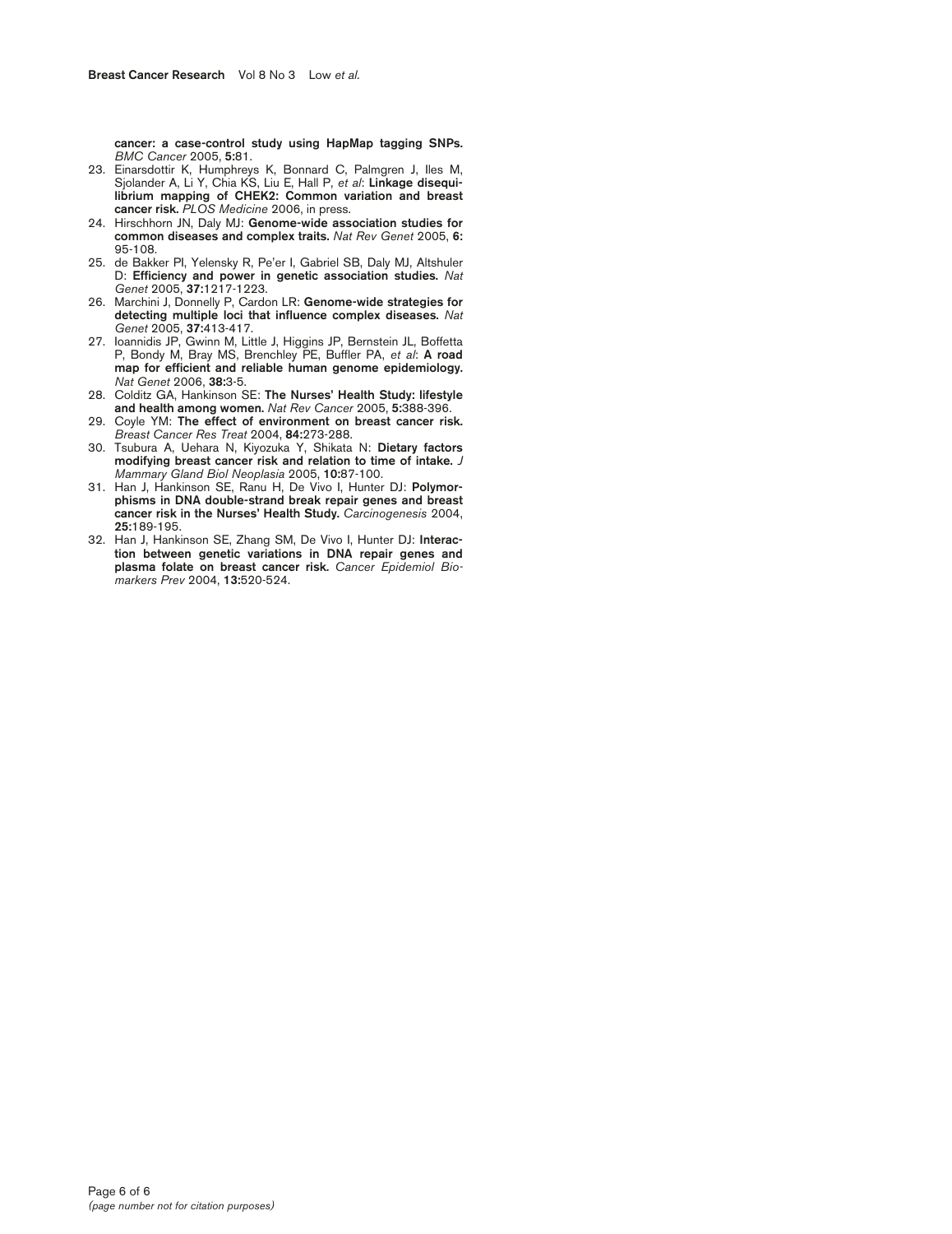cancer: a case-control study using HapMap tagging SNPs. *BMC Cancer* 2005, **5:**81.

23. Einarsdottir K, Humphreys K, Bonnard C, Palmgren J, Iles M, Sjolander A, Li Y, Chia KS, Liu E, Hall P, *et al*: **Linkage disequilibrium mapping of CHEK2: Common variation and breast cancer risk.** *PLOS Medicine* 2006, in press.
24. Hirschhorn JN, Daly MJ: **Genome-wide association studies for common diseases and complex traits.** *Nat Rev Genet* 2005, **6:**95-108.
25. de Bakker PI, Yelensky R, Pe'er I, Gabriel SB, Daly MJ, Altshuler D: **Efficiency and power in genetic association studies.** *Nat Genet* 2005, **37:**1217-1223.
26. Marchini J, Donnelly P, Cardon LR: **Genome-wide strategies for detecting multiple loci that influence complex diseases.** *Nat Genet* 2005, **37:**413-417.
27. Ioannidis JP, Gwinn M, Little J, Higgins JP, Bernstein JL, Boffetta P, Bondy M, Bray MS, Brenchley PE, Buffler PA, *et al*: **A road map for efficient and reliable human genome epidemiology.** *Nat Genet* 2006, **38:**3-5.
28. Colditz GA, Hankinson SE: **The Nurses' Health Study: lifestyle and health among women.** *Nat Rev Cancer* 2005, **5:**388-396.
29. Coyle YM: **The effect of environment on breast cancer risk.** *Breast Cancer Res Treat* 2004, **84:**273-288.
30. Tsubura A, Uehara N, Kiyozuka Y, Shikata N: **Dietary factors modifying breast cancer risk and relation to time of intake.** *J Mammary Gland Biol Neoplasia* 2005, **10:**87-100.
31. Han J, Hankinson SE, Ranu H, De Vivo I, Hunter DJ: **Polymorphisms in DNA double-strand break repair genes and breast cancer risk in the Nurses' Health Study.** *Carcinogenesis* 2004, **25:**189-195.
32. Han J, Hankinson SE, Zhang SM, De Vivo I, Hunter DJ: **Interaction between genetic variations in DNA repair genes and plasma folate on breast cancer risk.** *Cancer Epidemiol Biomarkers Prev* 2004, **13:**520-524.